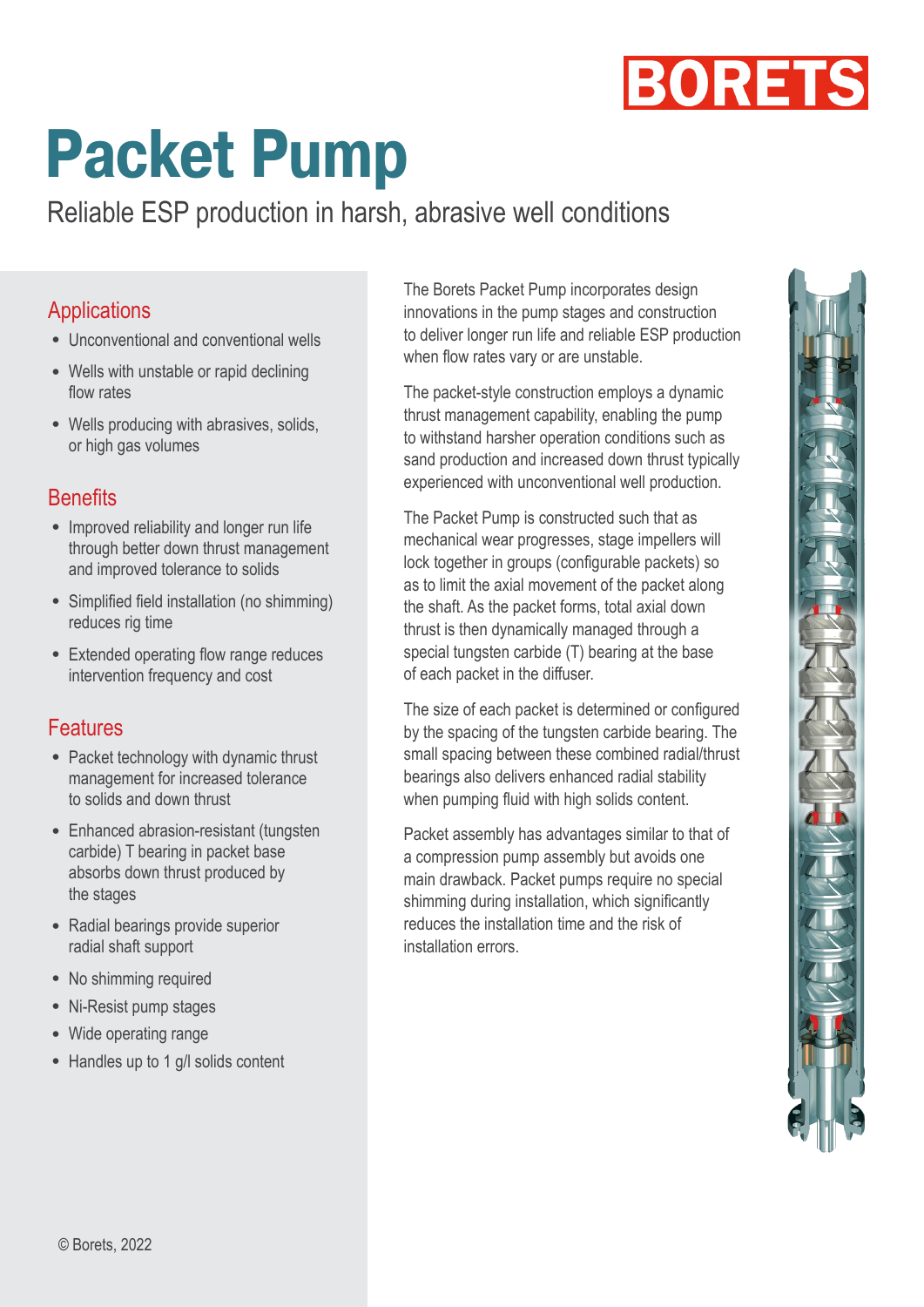BORETS

# Packet Pump

Reliable ESP production in harsh, abrasive well conditions

## Applications

- Unconventional and conventional wells
- Wells with unstable or rapid declining flow rates
- Wells producing with abrasives, solids, or high gas volumes

## Benefits

- Improved reliability and longer run life through better down thrust management and improved tolerance to solids
- Simplified field installation (no shimming) reduces rig time
- Extended operating flow range reduces intervention frequency and cost

## Features

- Packet technology with dynamic thrust management for increased tolerance to solids and down thrust
- Enhanced abrasion-resistant (tungsten carbide) T bearing in packet base absorbs down thrust produced by the stages
- Radial bearings provide superior radial shaft support
- No shimming required
- Ni-Resist pump stages
- Wide operating range
- Handles up to 1 g/l solids content

© Borets, 2022

The Borets Packet Pump incorporates design innovations in the pump stages and construction to deliver longer run life and reliable ESP production when flow rates vary or are unstable.

The packet-style construction employs a dynamic thrust management capability, enabling the pump to withstand harsher operation conditions such as sand production and increased down thrust typically experienced with unconventional well production.

The Packet Pump is constructed such that as mechanical wear progresses, stage impellers will lock together in groups (configurable packets) so as to limit the axial movement of the packet along the shaft. As the packet forms, total axial down thrust is then dynamically managed through a special tungsten carbide (T) bearing at the base of each packet in the diffuser.

The size of each packet is determined or configured by the spacing of the tungsten carbide bearing. The small spacing between these combined radial/thrust bearings also delivers enhanced radial stability when pumping fluid with high solids content.

Packet assembly has advantages similar to that of a compression pump assembly but avoids one main drawback. Packet pumps require no special shimming during installation, which significantly reduces the installation time and the risk of installation errors.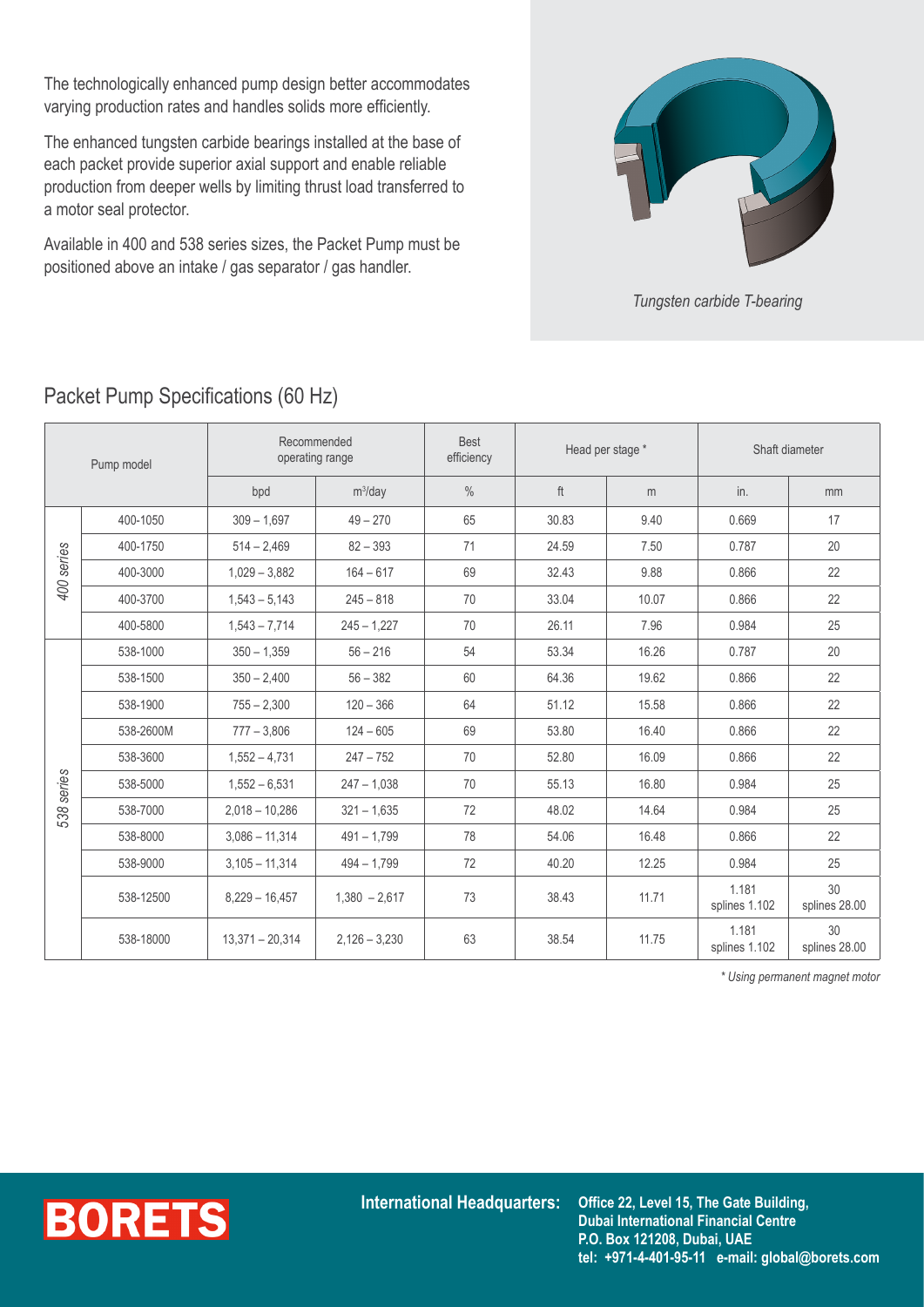The technologically enhanced pump design better accommodates varying production rates and handles solids more efficiently.

The enhanced tungsten carbide bearings installed at the base of each packet provide superior axial support and enable reliable production from deeper wells by limiting thrust load transferred to a motor seal protector.

Available in 400 and 538 series sizes, the Packet Pump must be positioned above an intake / gas separator / gas handler.

*Tungsten carbide T-bearing*

## Packet Pump Specifications (60 Hz)

| Pump model | | Recommended operating range | | Best efficiency | Head per stage * | | Shaft diameter | |
|---|---|---|---|---|---|---|---|---|
| | | bpd | $m^3$/day | % | ft | m | in. | mm |
| *400 series* | 400-1050 | 309 – 1,697 | 49 – 270 | 65 | 30.83 | 9.40 | 0.669 | 17 |
| | 400-1750 | 514 – 2,469 | 82 – 393 | 71 | 24.59 | 7.50 | 0.787 | 20 |
| | 400-3000 | 1,029 – 3,882 | 164 – 617 | 69 | 32.43 | 9.88 | 0.866 | 22 |
| | 400-3700 | 1,543 – 5,143 | 245 – 818 | 70 | 33.04 | 10.07 | 0.866 | 22 |
| | 400-5800 | 1,543 – 7,714 | 245 – 1,227 | 70 | 26.11 | 7.96 | 0.984 | 25 |
| *538 series* | 538-1000 | 350 – 1,359 | 56 – 216 | 54 | 53.34 | 16.26 | 0.787 | 20 |
| | 538-1500 | 350 – 2,400 | 56 – 382 | 60 | 64.36 | 19.62 | 0.866 | 22 |
| | 538-1900 | 755 – 2,300 | 120 – 366 | 64 | 51.12 | 15.58 | 0.866 | 22 |
| | 538-2600M | 777 – 3,806 | 124 – 605 | 69 | 53.80 | 16.40 | 0.866 | 22 |
| | 538-3600 | 1,552 – 4,731 | 247 – 752 | 70 | 52.80 | 16.09 | 0.866 | 22 |
| | 538-5000 | 1,552 – 6,531 | 247 – 1,038 | 70 | 55.13 | 16.80 | 0.984 | 25 |
| | 538-7000 | 2,018 – 10,286 | 321 – 1,635 | 72 | 48.02 | 14.64 | 0.984 | 25 |
| | 538-8000 | 3,086 – 11,314 | 491 – 1,799 | 78 | 54.06 | 16.48 | 0.866 | 22 |
| | 538-9000 | 3,105 – 11,314 | 494 – 1,799 | 72 | 40.20 | 12.25 | 0.984 | 25 |
| | 538-12500 | 8,229 – 16,457 | 1,380 – 2,617 | 73 | 38.43 | 11.71 | 1.181 splines 1.102 | 30 splines 28.00 |
| | 538-18000 | 13,371 – 20,314 | 2,126 – 3,230 | 63 | 38.54 | 11.75 | 1.181 splines 1.102 | 30 splines 28.00 |

*\* Using permanent magnet motor*

BORETS

**International Headquarters:** **Office 22, Level 15, The Gate Building, Dubai International Financial Centre P.O. Box 121208, Dubai, UAE tel: +971-4-401-95-11 e-mail: global@borets.com**